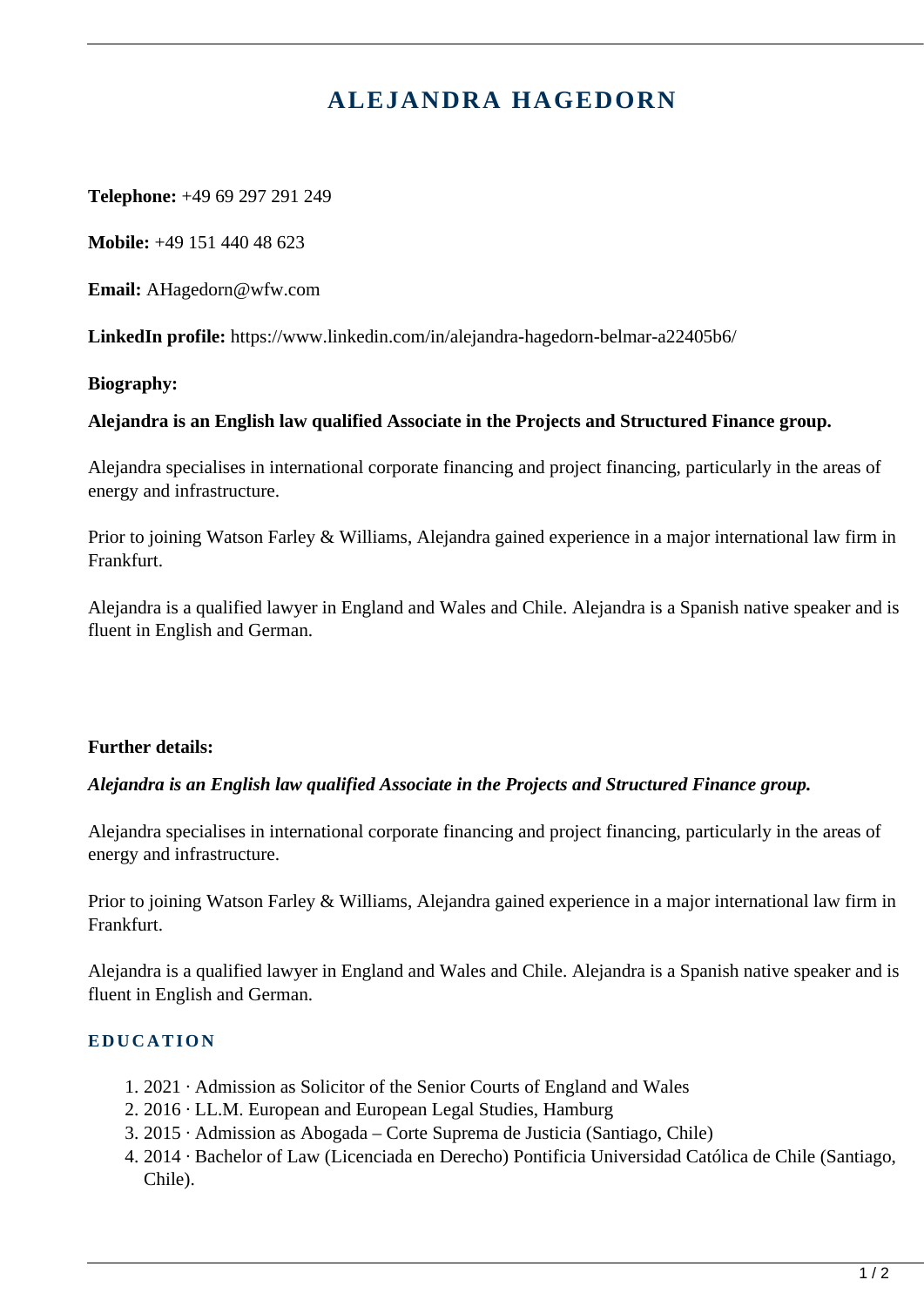# ALEJANDRA HAGEDORN

**Telephone:** +49 69 297 291 249

**Mobile:** +49 151 440 48 623

**Email:** AHagedorn@wfw.com

**LinkedIn profile:** https://www.linkedin.com/in/alejandra-hagedorn-belmar-a22405b6/

**Biography:**

**Alejandra is an English law qualified Associate in the Projects and Structured Finance group.**

Alejandra specialises in international corporate financing and project financing, particularly in the areas of energy and infrastructure.

Prior to joining Watson Farley & Williams, Alejandra gained experience in a major international law firm in Frankfurt.

Alejandra is a qualified lawyer in England and Wales and Chile. Alejandra is a Spanish native speaker and is fluent in English and German.

**Further details:**

***Alejandra is an English law qualified Associate in the Projects and Structured Finance group.***

Alejandra specialises in international corporate financing and project financing, particularly in the areas of energy and infrastructure.

Prior to joining Watson Farley & Williams, Alejandra gained experience in a major international law firm in Frankfurt.

Alejandra is a qualified lawyer in England and Wales and Chile. Alejandra is a Spanish native speaker and is fluent in English and German.

## EDUCATION

1. 2021 · Admission as Solicitor of the Senior Courts of England and Wales
2. 2016 · LL.M. European and European Legal Studies, Hamburg
3. 2015 · Admission as Abogada – Corte Suprema de Justicia (Santiago, Chile)
4. 2014 · Bachelor of Law (Licenciada en Derecho) Pontificia Universidad Católica de Chile (Santiago, Chile).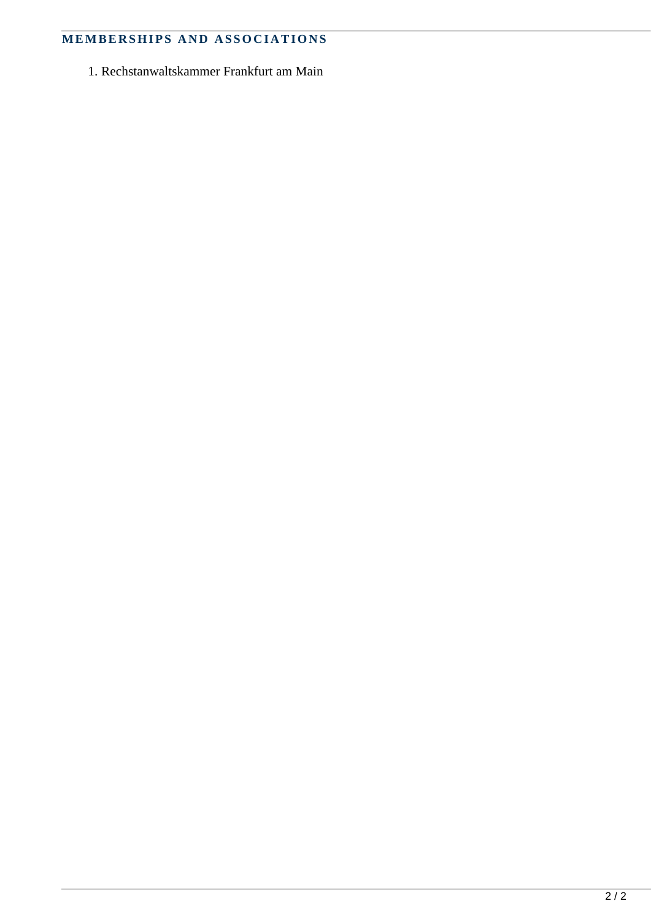## MEMBERSHIPS AND ASSOCIATIONS

1. Rechstanwaltskammer Frankfurt am Main